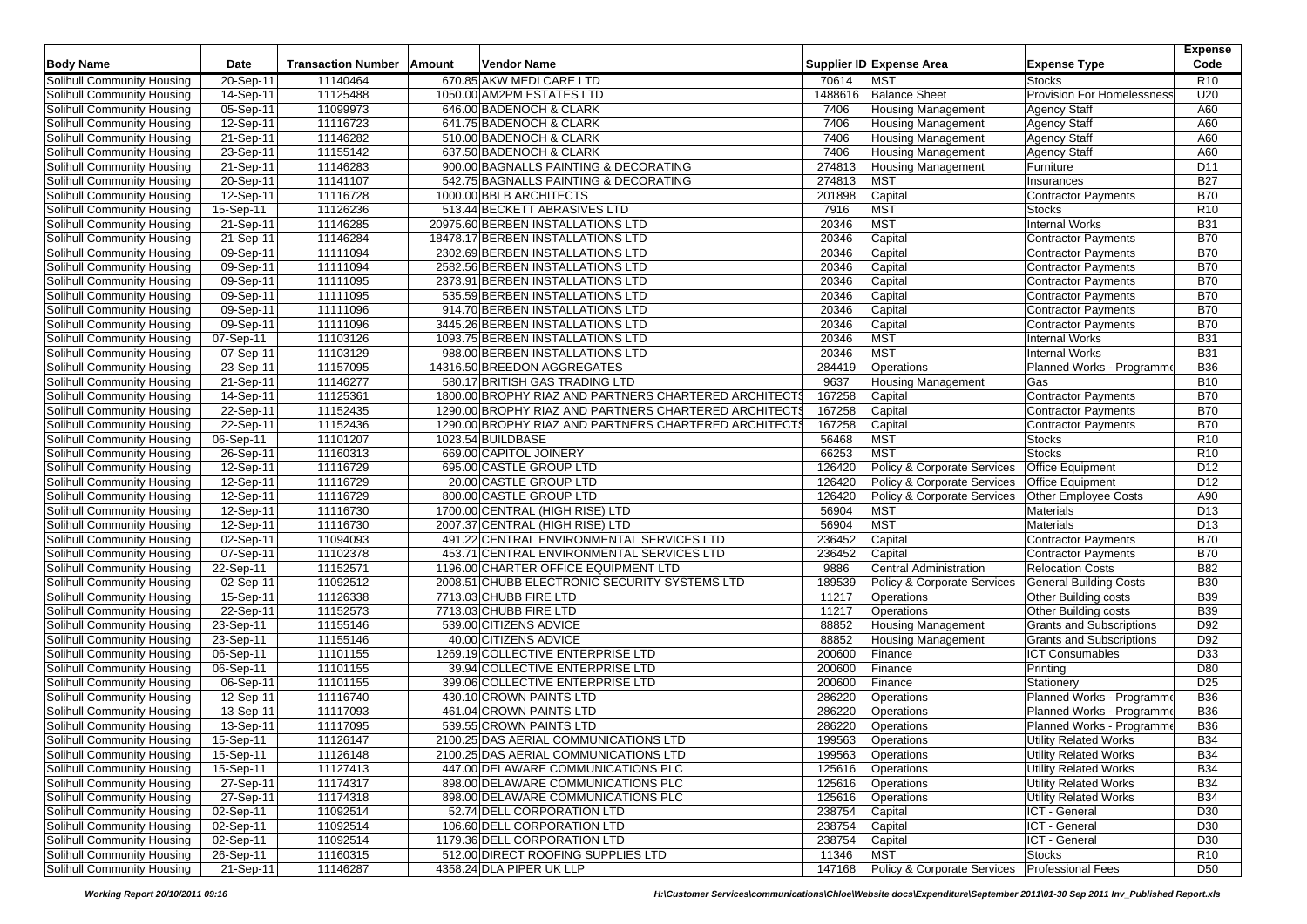| Body Name | Date | Transaction Number | Amount | Vendor Name | Supplier ID | Expense Area | Expense Type | Expense Code |
|---|---|---|---|---|---|---|---|---|
| Solihull Community Housing | 20-Sep-11 | 11140464 | 670.85 | AKW MEDI CARE LTD | 70614 | MST | Stocks | R10 |
| Solihull Community Housing | 14-Sep-11 | 11125488 | 1050.00 | AM2PM ESTATES LTD | 1488616 | Balance Sheet | Provision For Homelessness | U20 |
| Solihull Community Housing | 05-Sep-11 | 11099973 | 646.00 | BADENOCH & CLARK | 7406 | Housing Management | Agency Staff | A60 |
| Solihull Community Housing | 12-Sep-11 | 11116723 | 641.75 | BADENOCH & CLARK | 7406 | Housing Management | Agency Staff | A60 |
| Solihull Community Housing | 21-Sep-11 | 11146282 | 510.00 | BADENOCH & CLARK | 7406 | Housing Management | Agency Staff | A60 |
| Solihull Community Housing | 23-Sep-11 | 11155142 | 637.50 | BADENOCH & CLARK | 7406 | Housing Management | Agency Staff | A60 |
| Solihull Community Housing | 21-Sep-11 | 11146283 | 900.00 | BAGNALLS PAINTING & DECORATING | 274813 | Housing Management | Furniture | D11 |
| Solihull Community Housing | 20-Sep-11 | 11141107 | 542.75 | BAGNALLS PAINTING & DECORATING | 274813 | MST | Insurances | B27 |
| Solihull Community Housing | 12-Sep-11 | 11116728 | 1000.00 | BBLB ARCHITECTS | 201898 | Capital | Contractor Payments | B70 |
| Solihull Community Housing | 15-Sep-11 | 11126236 | 513.44 | BECKETT ABRASIVES LTD | 7916 | MST | Stocks | R10 |
| Solihull Community Housing | 21-Sep-11 | 11146285 | 20975.60 | BERBEN INSTALLATIONS LTD | 20346 | MST | Internal Works | B31 |
| Solihull Community Housing | 21-Sep-11 | 11146284 | 18478.17 | BERBEN INSTALLATIONS LTD | 20346 | Capital | Contractor Payments | B70 |
| Solihull Community Housing | 09-Sep-11 | 11111094 | 2302.69 | BERBEN INSTALLATIONS LTD | 20346 | Capital | Contractor Payments | B70 |
| Solihull Community Housing | 09-Sep-11 | 11111094 | 2582.56 | BERBEN INSTALLATIONS LTD | 20346 | Capital | Contractor Payments | B70 |
| Solihull Community Housing | 09-Sep-11 | 11111095 | 2373.91 | BERBEN INSTALLATIONS LTD | 20346 | Capital | Contractor Payments | B70 |
| Solihull Community Housing | 09-Sep-11 | 11111095 | 535.59 | BERBEN INSTALLATIONS LTD | 20346 | Capital | Contractor Payments | B70 |
| Solihull Community Housing | 09-Sep-11 | 11111096 | 914.70 | BERBEN INSTALLATIONS LTD | 20346 | Capital | Contractor Payments | B70 |
| Solihull Community Housing | 09-Sep-11 | 11111096 | 3445.26 | BERBEN INSTALLATIONS LTD | 20346 | Capital | Contractor Payments | B70 |
| Solihull Community Housing | 07-Sep-11 | 11103126 | 1093.75 | BERBEN INSTALLATIONS LTD | 20346 | MST | Internal Works | B31 |
| Solihull Community Housing | 07-Sep-11 | 11103129 | 988.00 | BERBEN INSTALLATIONS LTD | 20346 | MST | Internal Works | B31 |
| Solihull Community Housing | 23-Sep-11 | 11157095 | 14316.50 | BREEDON AGGREGATES | 284419 | Operations | Planned Works - Programme | B36 |
| Solihull Community Housing | 21-Sep-11 | 11146277 | 580.17 | BRITISH GAS TRADING LTD | 9637 | Housing Management | Gas | B10 |
| Solihull Community Housing | 14-Sep-11 | 11125361 | 1800.00 | BROPHY RIAZ AND PARTNERS CHARTERED ARCHITECTS | 167258 | Capital | Contractor Payments | B70 |
| Solihull Community Housing | 22-Sep-11 | 11152435 | 1290.00 | BROPHY RIAZ AND PARTNERS CHARTERED ARCHITECTS | 167258 | Capital | Contractor Payments | B70 |
| Solihull Community Housing | 22-Sep-11 | 11152436 | 1290.00 | BROPHY RIAZ AND PARTNERS CHARTERED ARCHITECTS | 167258 | Capital | Contractor Payments | B70 |
| Solihull Community Housing | 06-Sep-11 | 11101207 | 1023.54 | BUILDBASE | 56468 | MST | Stocks | R10 |
| Solihull Community Housing | 26-Sep-11 | 11160313 | 669.00 | CAPITOL JOINERY | 66253 | MST | Stocks | R10 |
| Solihull Community Housing | 12-Sep-11 | 11116729 | 695.00 | CASTLE GROUP LTD | 126420 | Policy & Corporate Services | Office Equipment | D12 |
| Solihull Community Housing | 12-Sep-11 | 11116729 | 20.00 | CASTLE GROUP LTD | 126420 | Policy & Corporate Services | Office Equipment | D12 |
| Solihull Community Housing | 12-Sep-11 | 11116729 | 800.00 | CASTLE GROUP LTD | 126420 | Policy & Corporate Services | Other Employee Costs | A90 |
| Solihull Community Housing | 12-Sep-11 | 11116730 | 1700.00 | CENTRAL (HIGH RISE) LTD | 56904 | MST | Materials | D13 |
| Solihull Community Housing | 12-Sep-11 | 11116730 | 2007.37 | CENTRAL (HIGH RISE) LTD | 56904 | MST | Materials | D13 |
| Solihull Community Housing | 02-Sep-11 | 11094093 | 491.22 | CENTRAL ENVIRONMENTAL SERVICES LTD | 236452 | Capital | Contractor Payments | B70 |
| Solihull Community Housing | 07-Sep-11 | 11102378 | 453.71 | CENTRAL ENVIRONMENTAL SERVICES LTD | 236452 | Capital | Contractor Payments | B70 |
| Solihull Community Housing | 22-Sep-11 | 11152571 | 1196.00 | CHARTER OFFICE EQUIPMENT LTD | 9886 | Central Administration | Relocation Costs | B82 |
| Solihull Community Housing | 02-Sep-11 | 11092512 | 2008.51 | CHUBB ELECTRONIC SECURITY SYSTEMS LTD | 189539 | Policy & Corporate Services | General Building Costs | B30 |
| Solihull Community Housing | 15-Sep-11 | 11126338 | 7713.03 | CHUBB FIRE LTD | 11217 | Operations | Other Building costs | B39 |
| Solihull Community Housing | 22-Sep-11 | 11152573 | 7713.03 | CHUBB FIRE LTD | 11217 | Operations | Other Building costs | B39 |
| Solihull Community Housing | 23-Sep-11 | 11155146 | 539.00 | CITIZENS ADVICE | 88852 | Housing Management | Grants and Subscriptions | D92 |
| Solihull Community Housing | 23-Sep-11 | 11155146 | 40.00 | CITIZENS ADVICE | 88852 | Housing Management | Grants and Subscriptions | D92 |
| Solihull Community Housing | 06-Sep-11 | 11101155 | 1269.19 | COLLECTIVE ENTERPRISE LTD | 200600 | Finance | ICT Consumables | D33 |
| Solihull Community Housing | 06-Sep-11 | 11101155 | 39.94 | COLLECTIVE ENTERPRISE LTD | 200600 | Finance | Printing | D80 |
| Solihull Community Housing | 06-Sep-11 | 11101155 | 399.06 | COLLECTIVE ENTERPRISE LTD | 200600 | Finance | Stationery | D25 |
| Solihull Community Housing | 12-Sep-11 | 11116740 | 430.10 | CROWN PAINTS LTD | 286220 | Operations | Planned Works - Programme | B36 |
| Solihull Community Housing | 13-Sep-11 | 11117093 | 461.04 | CROWN PAINTS LTD | 286220 | Operations | Planned Works - Programme | B36 |
| Solihull Community Housing | 13-Sep-11 | 11117095 | 539.55 | CROWN PAINTS LTD | 286220 | Operations | Planned Works - Programme | B36 |
| Solihull Community Housing | 15-Sep-11 | 11126147 | 2100.25 | DAS AERIAL COMMUNICATIONS LTD | 199563 | Operations | Utility Related Works | B34 |
| Solihull Community Housing | 15-Sep-11 | 11126148 | 2100.25 | DAS AERIAL COMMUNICATIONS LTD | 199563 | Operations | Utility Related Works | B34 |
| Solihull Community Housing | 15-Sep-11 | 11127413 | 447.00 | DELAWARE COMMUNICATIONS PLC | 125616 | Operations | Utility Related Works | B34 |
| Solihull Community Housing | 27-Sep-11 | 11174317 | 898.00 | DELAWARE COMMUNICATIONS PLC | 125616 | Operations | Utility Related Works | B34 |
| Solihull Community Housing | 27-Sep-11 | 11174318 | 898.00 | DELAWARE COMMUNICATIONS PLC | 125616 | Operations | Utility Related Works | B34 |
| Solihull Community Housing | 02-Sep-11 | 11092514 | 52.74 | DELL CORPORATION LTD | 238754 | Capital | ICT - General | D30 |
| Solihull Community Housing | 02-Sep-11 | 11092514 | 106.60 | DELL CORPORATION LTD | 238754 | Capital | ICT - General | D30 |
| Solihull Community Housing | 02-Sep-11 | 11092514 | 1179.36 | DELL CORPORATION LTD | 238754 | Capital | ICT - General | D30 |
| Solihull Community Housing | 26-Sep-11 | 11160315 | 512.00 | DIRECT ROOFING SUPPLIES LTD | 11346 | MST | Stocks | R10 |
| Solihull Community Housing | 21-Sep-11 | 11146287 | 4358.24 | DLA PIPER UK LLP | 147168 | Policy & Corporate Services | Professional Fees | D50 |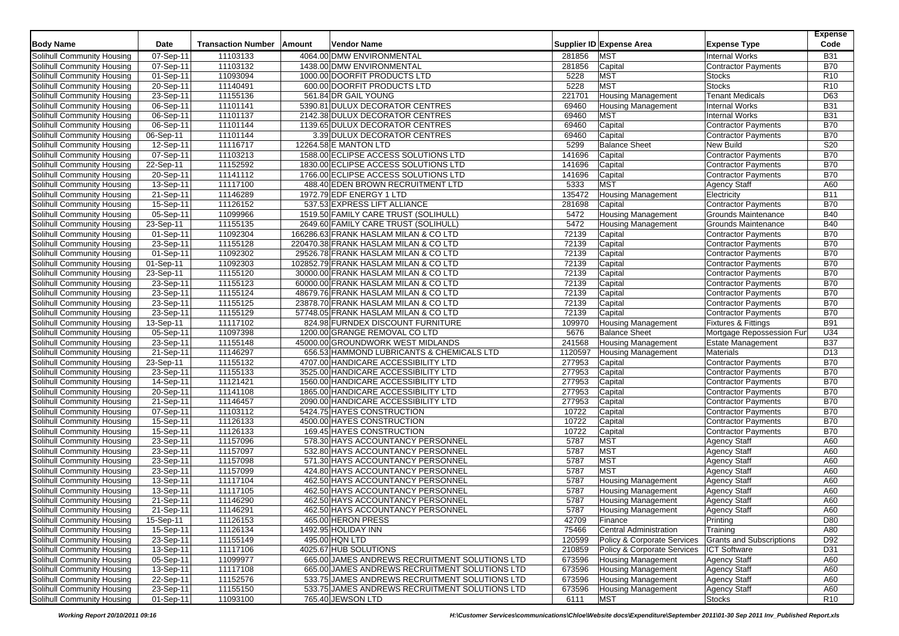| Body Name | Date | Transaction Number | Amount | Vendor Name | Supplier ID | Expense Area | Expense Type | Expense Code |
|---|---|---|---|---|---|---|---|---|
| Solihull Community Housing | 07-Sep-11 | 11103133 | 4064.00 | DMW ENVIRONMENTAL | 281856 | MST | Internal Works | B31 |
| Solihull Community Housing | 07-Sep-11 | 11103132 | 1438.00 | DMW ENVIRONMENTAL | 281856 | Capital | Contractor Payments | B70 |
| Solihull Community Housing | 01-Sep-11 | 11093094 | 1000.00 | DOORFIT PRODUCTS LTD | 5228 | MST | Stocks | R10 |
| Solihull Community Housing | 20-Sep-11 | 11140491 | 600.00 | DOORFIT PRODUCTS LTD | 5228 | MST | Stocks | R10 |
| Solihull Community Housing | 23-Sep-11 | 11155136 | 561.84 | DR GAIL YOUNG | 221701 | Housing Management | Tenant Medicals | D63 |
| Solihull Community Housing | 06-Sep-11 | 11101141 | 5390.81 | DULUX DECORATOR CENTRES | 69460 | Housing Management | Internal Works | B31 |
| Solihull Community Housing | 06-Sep-11 | 11101137 | 2142.38 | DULUX DECORATOR CENTRES | 69460 | MST | Internal Works | B31 |
| Solihull Community Housing | 06-Sep-11 | 11101144 | 1139.65 | DULUX DECORATOR CENTRES | 69460 | Capital | Contractor Payments | B70 |
| Solihull Community Housing | 06-Sep-11 | 11101144 | 3.39 | DULUX DECORATOR CENTRES | 69460 | Capital | Contractor Payments | B70 |
| Solihull Community Housing | 12-Sep-11 | 11116717 | 12264.58 | E MANTON LTD | 5299 | Balance Sheet | New Build | S20 |
| Solihull Community Housing | 07-Sep-11 | 11103213 | 1588.00 | ECLIPSE ACCESS SOLUTIONS LTD | 141696 | Capital | Contractor Payments | B70 |
| Solihull Community Housing | 22-Sep-11 | 11152592 | 1830.00 | ECLIPSE ACCESS SOLUTIONS LTD | 141696 | Capital | Contractor Payments | B70 |
| Solihull Community Housing | 20-Sep-11 | 11141112 | 1766.00 | ECLIPSE ACCESS SOLUTIONS LTD | 141696 | Capital | Contractor Payments | B70 |
| Solihull Community Housing | 13-Sep-11 | 11117100 | 488.40 | EDEN BROWN RECRUITMENT LTD | 5333 | MST | Agency Staff | A60 |
| Solihull Community Housing | 21-Sep-11 | 11146289 | 1972.79 | EDF ENERGY 1 LTD | 135472 | Housing Management | Electricity | B11 |
| Solihull Community Housing | 15-Sep-11 | 11126152 | 537.53 | EXPRESS LIFT ALLIANCE | 281698 | Capital | Contractor Payments | B70 |
| Solihull Community Housing | 05-Sep-11 | 11099966 | 1519.50 | FAMILY CARE TRUST (SOLIHULL) | 5472 | Housing Management | Grounds Maintenance | B40 |
| Solihull Community Housing | 23-Sep-11 | 11155135 | 2649.60 | FAMILY CARE TRUST (SOLIHULL) | 5472 | Housing Management | Grounds Maintenance | B40 |
| Solihull Community Housing | 01-Sep-11 | 11092304 | 166286.63 | FRANK HASLAM MILAN & CO LTD | 72139 | Capital | Contractor Payments | B70 |
| Solihull Community Housing | 23-Sep-11 | 11155128 | 220470.38 | FRANK HASLAM MILAN & CO LTD | 72139 | Capital | Contractor Payments | B70 |
| Solihull Community Housing | 01-Sep-11 | 11092302 | 29526.78 | FRANK HASLAM MILAN & CO LTD | 72139 | Capital | Contractor Payments | B70 |
| Solihull Community Housing | 01-Sep-11 | 11092303 | 102852.79 | FRANK HASLAM MILAN & CO LTD | 72139 | Capital | Contractor Payments | B70 |
| Solihull Community Housing | 23-Sep-11 | 11155120 | 30000.00 | FRANK HASLAM MILAN & CO LTD | 72139 | Capital | Contractor Payments | B70 |
| Solihull Community Housing | 23-Sep-11 | 11155123 | 60000.00 | FRANK HASLAM MILAN & CO LTD | 72139 | Capital | Contractor Payments | B70 |
| Solihull Community Housing | 23-Sep-11 | 11155124 | 48679.76 | FRANK HASLAM MILAN & CO LTD | 72139 | Capital | Contractor Payments | B70 |
| Solihull Community Housing | 23-Sep-11 | 11155125 | 23878.70 | FRANK HASLAM MILAN & CO LTD | 72139 | Capital | Contractor Payments | B70 |
| Solihull Community Housing | 23-Sep-11 | 11155129 | 57748.05 | FRANK HASLAM MILAN & CO LTD | 72139 | Capital | Contractor Payments | B70 |
| Solihull Community Housing | 13-Sep-11 | 11117102 | 824.98 | FURNDEX DISCOUNT FURNITURE | 109970 | Housing Management | Fixtures & Fittings | B91 |
| Solihull Community Housing | 05-Sep-11 | 11097398 | 1200.00 | GRANGE REMOVAL CO LTD | 5676 | Balance Sheet | Mortgage Repossession Fur | U34 |
| Solihull Community Housing | 23-Sep-11 | 11155148 | 45000.00 | GROUNDWORK WEST MIDLANDS | 241568 | Housing Management | Estate Management | B37 |
| Solihull Community Housing | 21-Sep-11 | 11146297 | 656.53 | HAMMOND LUBRICANTS & CHEMICALS LTD | 1120597 | Housing Management | Materials | D13 |
| Solihull Community Housing | 23-Sep-11 | 11155132 | 4707.00 | HANDICARE ACCESSIBILITY LTD | 277953 | Capital | Contractor Payments | B70 |
| Solihull Community Housing | 23-Sep-11 | 11155133 | 3525.00 | HANDICARE ACCESSIBILITY LTD | 277953 | Capital | Contractor Payments | B70 |
| Solihull Community Housing | 14-Sep-11 | 11121421 | 1560.00 | HANDICARE ACCESSIBILITY LTD | 277953 | Capital | Contractor Payments | B70 |
| Solihull Community Housing | 20-Sep-11 | 11141108 | 1865.00 | HANDICARE ACCESSIBILITY LTD | 277953 | Capital | Contractor Payments | B70 |
| Solihull Community Housing | 21-Sep-11 | 11146457 | 2090.00 | HANDICARE ACCESSIBILITY LTD | 277953 | Capital | Contractor Payments | B70 |
| Solihull Community Housing | 07-Sep-11 | 11103112 | 5424.75 | HAYES CONSTRUCTION | 10722 | Capital | Contractor Payments | B70 |
| Solihull Community Housing | 15-Sep-11 | 11126133 | 4500.00 | HAYES CONSTRUCTION | 10722 | Capital | Contractor Payments | B70 |
| Solihull Community Housing | 15-Sep-11 | 11126133 | 169.45 | HAYES CONSTRUCTION | 10722 | Capital | Contractor Payments | B70 |
| Solihull Community Housing | 23-Sep-11 | 11157096 | 578.30 | HAYS ACCOUNTANCY PERSONNEL | 5787 | MST | Agency Staff | A60 |
| Solihull Community Housing | 23-Sep-11 | 11157097 | 532.80 | HAYS ACCOUNTANCY PERSONNEL | 5787 | MST | Agency Staff | A60 |
| Solihull Community Housing | 23-Sep-11 | 11157098 | 571.30 | HAYS ACCOUNTANCY PERSONNEL | 5787 | MST | Agency Staff | A60 |
| Solihull Community Housing | 23-Sep-11 | 11157099 | 424.80 | HAYS ACCOUNTANCY PERSONNEL | 5787 | MST | Agency Staff | A60 |
| Solihull Community Housing | 13-Sep-11 | 11117104 | 462.50 | HAYS ACCOUNTANCY PERSONNEL | 5787 | Housing Management | Agency Staff | A60 |
| Solihull Community Housing | 13-Sep-11 | 11117105 | 462.50 | HAYS ACCOUNTANCY PERSONNEL | 5787 | Housing Management | Agency Staff | A60 |
| Solihull Community Housing | 21-Sep-11 | 11146290 | 462.50 | HAYS ACCOUNTANCY PERSONNEL | 5787 | Housing Management | Agency Staff | A60 |
| Solihull Community Housing | 21-Sep-11 | 11146291 | 462.50 | HAYS ACCOUNTANCY PERSONNEL | 5787 | Housing Management | Agency Staff | A60 |
| Solihull Community Housing | 15-Sep-11 | 11126153 | 465.00 | HERON PRESS | 42709 | Finance | Printing | D80 |
| Solihull Community Housing | 15-Sep-11 | 11126134 | 1492.95 | HOLIDAY INN | 75466 | Central Administration | Training | A80 |
| Solihull Community Housing | 23-Sep-11 | 11155149 | 495.00 | HQN LTD | 120599 | Policy & Corporate Services | Grants and Subscriptions | D92 |
| Solihull Community Housing | 13-Sep-11 | 11117106 | 4025.67 | HUB SOLUTIONS | 210859 | Policy & Corporate Services | ICT Software | D31 |
| Solihull Community Housing | 05-Sep-11 | 11099977 | 665.00 | JAMES ANDREWS RECRUITMENT SOLUTIONS LTD | 673596 | Housing Management | Agency Staff | A60 |
| Solihull Community Housing | 13-Sep-11 | 11117108 | 665.00 | JAMES ANDREWS RECRUITMENT SOLUTIONS LTD | 673596 | Housing Management | Agency Staff | A60 |
| Solihull Community Housing | 22-Sep-11 | 11152576 | 533.75 | JAMES ANDREWS RECRUITMENT SOLUTIONS LTD | 673596 | Housing Management | Agency Staff | A60 |
| Solihull Community Housing | 23-Sep-11 | 11155150 | 533.75 | JAMES ANDREWS RECRUITMENT SOLUTIONS LTD | 673596 | Housing Management | Agency Staff | A60 |
| Solihull Community Housing | 01-Sep-11 | 11093100 | 765.40 | JEWSON LTD | 6111 | MST | Stocks | R10 |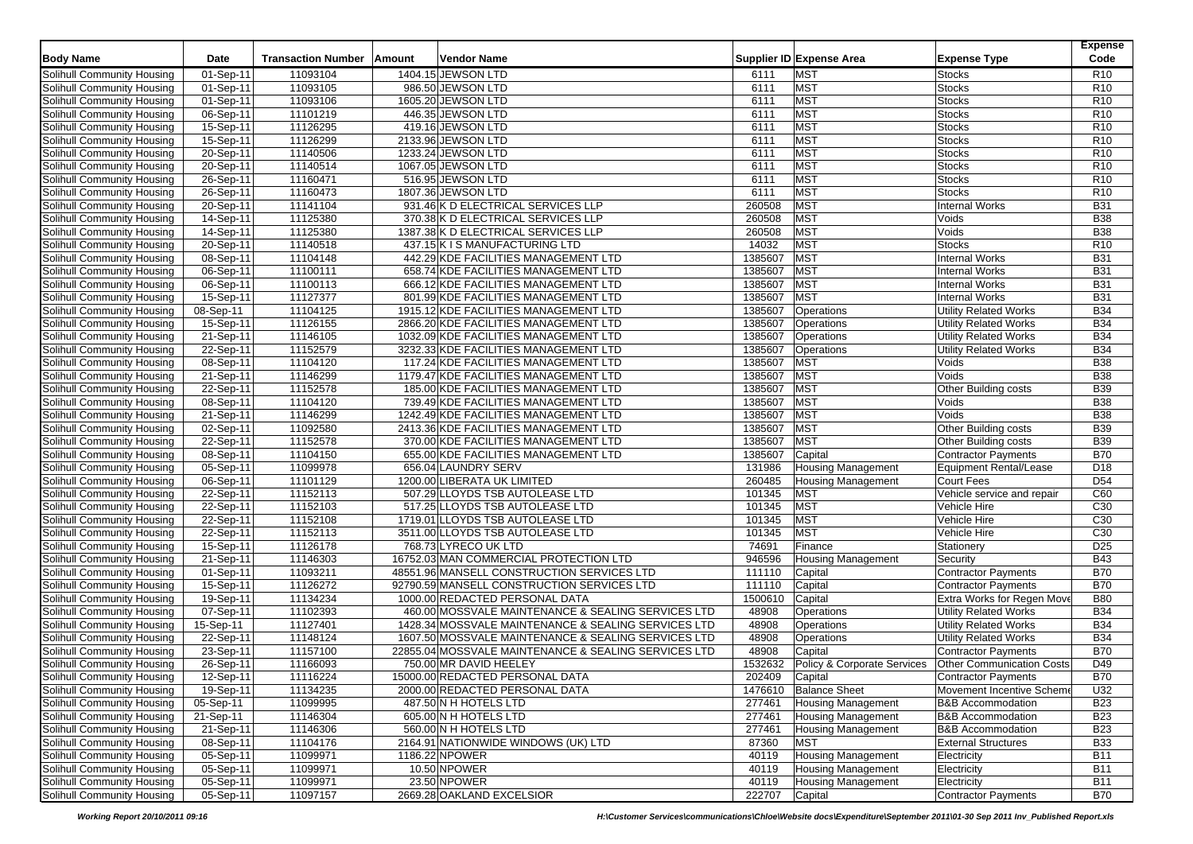| Body Name | Date | Transaction Number | Amount | Vendor Name | Supplier ID | Expense Area | Expense Type | Expense Code |
|---|---|---|---|---|---|---|---|---|
| Solihull Community Housing | 01-Sep-11 | 11093104 | 1404.15 | JEWSON LTD | 6111 | MST | Stocks | R10 |
| Solihull Community Housing | 01-Sep-11 | 11093105 | 986.50 | JEWSON LTD | 6111 | MST | Stocks | R10 |
| Solihull Community Housing | 01-Sep-11 | 11093106 | 1605.20 | JEWSON LTD | 6111 | MST | Stocks | R10 |
| Solihull Community Housing | 06-Sep-11 | 11101219 | 446.35 | JEWSON LTD | 6111 | MST | Stocks | R10 |
| Solihull Community Housing | 15-Sep-11 | 11126295 | 419.16 | JEWSON LTD | 6111 | MST | Stocks | R10 |
| Solihull Community Housing | 15-Sep-11 | 11126299 | 2133.96 | JEWSON LTD | 6111 | MST | Stocks | R10 |
| Solihull Community Housing | 20-Sep-11 | 11140506 | 1233.24 | JEWSON LTD | 6111 | MST | Stocks | R10 |
| Solihull Community Housing | 20-Sep-11 | 11140514 | 1067.05 | JEWSON LTD | 6111 | MST | Stocks | R10 |
| Solihull Community Housing | 26-Sep-11 | 11160471 | 516.95 | JEWSON LTD | 6111 | MST | Stocks | R10 |
| Solihull Community Housing | 26-Sep-11 | 11160473 | 1807.36 | JEWSON LTD | 6111 | MST | Stocks | R10 |
| Solihull Community Housing | 20-Sep-11 | 11141104 | 931.46 | K D ELECTRICAL SERVICES LLP | 260508 | MST | Internal Works | B31 |
| Solihull Community Housing | 14-Sep-11 | 11125380 | 370.38 | K D ELECTRICAL SERVICES LLP | 260508 | MST | Voids | B38 |
| Solihull Community Housing | 14-Sep-11 | 11125380 | 1387.38 | K D ELECTRICAL SERVICES LLP | 260508 | MST | Voids | B38 |
| Solihull Community Housing | 20-Sep-11 | 11140518 | 437.15 | K I S MANUFACTURING LTD | 14032 | MST | Stocks | R10 |
| Solihull Community Housing | 08-Sep-11 | 11104148 | 442.29 | KDE FACILITIES MANAGEMENT LTD | 1385607 | MST | Internal Works | B31 |
| Solihull Community Housing | 06-Sep-11 | 11100111 | 658.74 | KDE FACILITIES MANAGEMENT LTD | 1385607 | MST | Internal Works | B31 |
| Solihull Community Housing | 06-Sep-11 | 11100113 | 666.12 | KDE FACILITIES MANAGEMENT LTD | 1385607 | MST | Internal Works | B31 |
| Solihull Community Housing | 15-Sep-11 | 11127377 | 801.99 | KDE FACILITIES MANAGEMENT LTD | 1385607 | MST | Internal Works | B31 |
| Solihull Community Housing | 08-Sep-11 | 11104125 | 1915.12 | KDE FACILITIES MANAGEMENT LTD | 1385607 | Operations | Utility Related Works | B34 |
| Solihull Community Housing | 15-Sep-11 | 11126155 | 2866.20 | KDE FACILITIES MANAGEMENT LTD | 1385607 | Operations | Utility Related Works | B34 |
| Solihull Community Housing | 21-Sep-11 | 11146105 | 1032.09 | KDE FACILITIES MANAGEMENT LTD | 1385607 | Operations | Utility Related Works | B34 |
| Solihull Community Housing | 22-Sep-11 | 11152579 | 3232.33 | KDE FACILITIES MANAGEMENT LTD | 1385607 | Operations | Utility Related Works | B34 |
| Solihull Community Housing | 08-Sep-11 | 11104120 | 117.24 | KDE FACILITIES MANAGEMENT LTD | 1385607 | MST | Voids | B38 |
| Solihull Community Housing | 21-Sep-11 | 11146299 | 1179.47 | KDE FACILITIES MANAGEMENT LTD | 1385607 | MST | Voids | B38 |
| Solihull Community Housing | 22-Sep-11 | 11152578 | 185.00 | KDE FACILITIES MANAGEMENT LTD | 1385607 | MST | Other Building costs | B39 |
| Solihull Community Housing | 08-Sep-11 | 11104120 | 739.49 | KDE FACILITIES MANAGEMENT LTD | 1385607 | MST | Voids | B38 |
| Solihull Community Housing | 21-Sep-11 | 11146299 | 1242.49 | KDE FACILITIES MANAGEMENT LTD | 1385607 | MST | Voids | B38 |
| Solihull Community Housing | 02-Sep-11 | 11092580 | 2413.36 | KDE FACILITIES MANAGEMENT LTD | 1385607 | MST | Other Building costs | B39 |
| Solihull Community Housing | 22-Sep-11 | 11152578 | 370.00 | KDE FACILITIES MANAGEMENT LTD | 1385607 | MST | Other Building costs | B39 |
| Solihull Community Housing | 08-Sep-11 | 11104150 | 655.00 | KDE FACILITIES MANAGEMENT LTD | 1385607 | Capital | Contractor Payments | B70 |
| Solihull Community Housing | 05-Sep-11 | 11099978 | 656.04 | LAUNDRY SERV | 131986 | Housing Management | Equipment Rental/Lease | D18 |
| Solihull Community Housing | 06-Sep-11 | 11101129 | 1200.00 | LIBERATA UK LIMITED | 260485 | Housing Management | Court Fees | D54 |
| Solihull Community Housing | 22-Sep-11 | 11152113 | 507.29 | LLOYDS TSB AUTOLEASE LTD | 101345 | MST | Vehicle service and repair | C60 |
| Solihull Community Housing | 22-Sep-11 | 11152103 | 517.25 | LLOYDS TSB AUTOLEASE LTD | 101345 | MST | Vehicle Hire | C30 |
| Solihull Community Housing | 22-Sep-11 | 11152108 | 1719.01 | LLOYDS TSB AUTOLEASE LTD | 101345 | MST | Vehicle Hire | C30 |
| Solihull Community Housing | 22-Sep-11 | 11152113 | 3511.00 | LLOYDS TSB AUTOLEASE LTD | 101345 | MST | Vehicle Hire | C30 |
| Solihull Community Housing | 15-Sep-11 | 11126178 | 768.73 | LYRECO UK LTD | 74691 | Finance | Stationery | D25 |
| Solihull Community Housing | 21-Sep-11 | 11146303 | 16752.03 | MAN COMMERCIAL PROTECTION LTD | 946596 | Housing Management | Security | B43 |
| Solihull Community Housing | 01-Sep-11 | 11093211 | 48551.96 | MANSELL CONSTRUCTION SERVICES LTD | 111110 | Capital | Contractor Payments | B70 |
| Solihull Community Housing | 15-Sep-11 | 11126272 | 92790.59 | MANSELL CONSTRUCTION SERVICES LTD | 111110 | Capital | Contractor Payments | B70 |
| Solihull Community Housing | 19-Sep-11 | 11134234 | 1000.00 | REDACTED PERSONAL DATA | 1500610 | Capital | Extra Works for Regen Move | B80 |
| Solihull Community Housing | 07-Sep-11 | 11102393 | 460.00 | MOSSVALE MAINTENANCE & SEALING SERVICES LTD | 48908 | Operations | Utility Related Works | B34 |
| Solihull Community Housing | 15-Sep-11 | 11127401 | 1428.34 | MOSSVALE MAINTENANCE & SEALING SERVICES LTD | 48908 | Operations | Utility Related Works | B34 |
| Solihull Community Housing | 22-Sep-11 | 11148124 | 1607.50 | MOSSVALE MAINTENANCE & SEALING SERVICES LTD | 48908 | Operations | Utility Related Works | B34 |
| Solihull Community Housing | 23-Sep-11 | 11157100 | 22855.04 | MOSSVALE MAINTENANCE & SEALING SERVICES LTD | 48908 | Capital | Contractor Payments | B70 |
| Solihull Community Housing | 26-Sep-11 | 11166093 | 750.00 | MR DAVID HEELEY | 1532632 | Policy & Corporate Services | Other Communication Costs | D49 |
| Solihull Community Housing | 12-Sep-11 | 11116224 | 15000.00 | REDACTED PERSONAL DATA | 202409 | Capital | Contractor Payments | B70 |
| Solihull Community Housing | 19-Sep-11 | 11134235 | 2000.00 | REDACTED PERSONAL DATA | 1476610 | Balance Sheet | Movement Incentive Scheme | U32 |
| Solihull Community Housing | 05-Sep-11 | 11099995 | 487.50 | N H HOTELS LTD | 277461 | Housing Management | B&B Accommodation | B23 |
| Solihull Community Housing | 21-Sep-11 | 11146304 | 605.00 | N H HOTELS LTD | 277461 | Housing Management | B&B Accommodation | B23 |
| Solihull Community Housing | 21-Sep-11 | 11146306 | 560.00 | N H HOTELS LTD | 277461 | Housing Management | B&B Accommodation | B23 |
| Solihull Community Housing | 08-Sep-11 | 11104176 | 2164.91 | NATIONWIDE WINDOWS (UK) LTD | 87360 | MST | External Structures | B33 |
| Solihull Community Housing | 05-Sep-11 | 11099971 | 1186.22 | NPOWER | 40119 | Housing Management | Electricity | B11 |
| Solihull Community Housing | 05-Sep-11 | 11099971 | 10.50 | NPOWER | 40119 | Housing Management | Electricity | B11 |
| Solihull Community Housing | 05-Sep-11 | 11099971 | 23.50 | NPOWER | 40119 | Housing Management | Electricity | B11 |
| Solihull Community Housing | 05-Sep-11 | 11097157 | 2669.28 | OAKLAND EXCELSIOR | 222707 | Capital | Contractor Payments | B70 |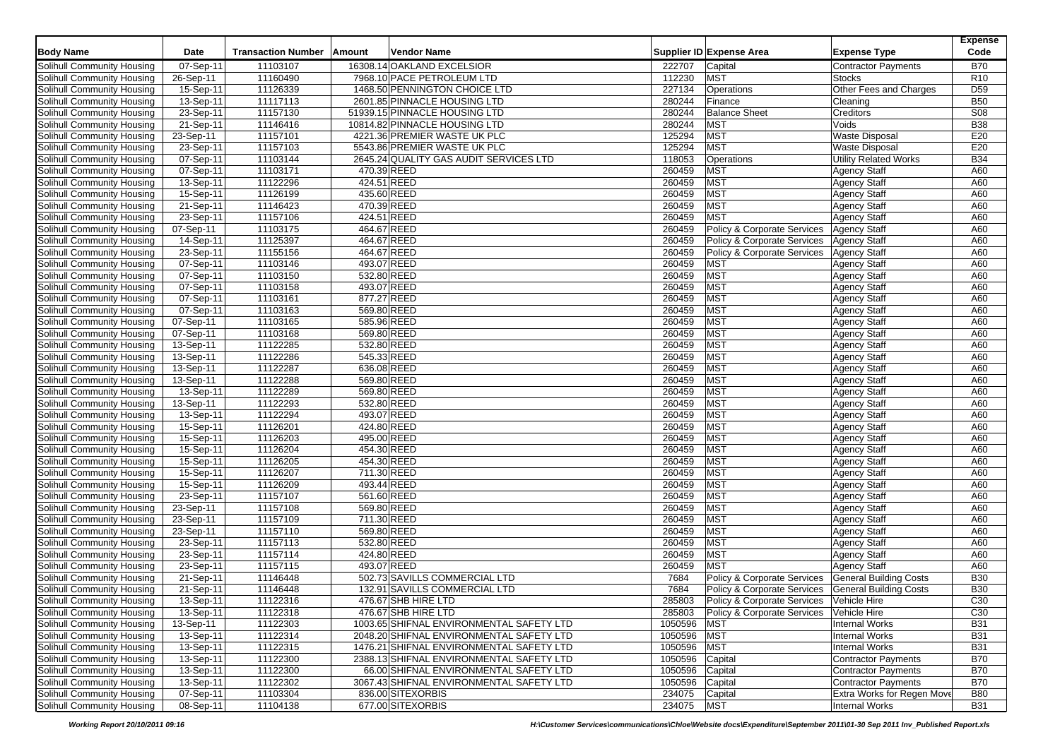| Body Name | Date | Transaction Number | Amount | Vendor Name | Supplier ID | Expense Area | Expense Type | Expense Code |
|---|---|---|---|---|---|---|---|---|
| Solihull Community Housing | 07-Sep-11 | 11103107 | 16308.14 | OAKLAND EXCELSIOR | 222707 | Capital | Contractor Payments | B70 |
| Solihull Community Housing | 26-Sep-11 | 11160490 | 7968.10 | PACE PETROLEUM LTD | 112230 | MST | Stocks | R10 |
| Solihull Community Housing | 15-Sep-11 | 11126339 | 1468.50 | PENNINGTON CHOICE LTD | 227134 | Operations | Other Fees and Charges | D59 |
| Solihull Community Housing | 13-Sep-11 | 11117113 | 2601.85 | PINNACLE HOUSING LTD | 280244 | Finance | Cleaning | B50 |
| Solihull Community Housing | 23-Sep-11 | 11157130 | 51939.15 | PINNACLE HOUSING LTD | 280244 | Balance Sheet | Creditors | S08 |
| Solihull Community Housing | 21-Sep-11 | 11146416 | 10814.82 | PINNACLE HOUSING LTD | 280244 | MST | Voids | B38 |
| Solihull Community Housing | 23-Sep-11 | 11157101 | 4221.36 | PREMIER WASTE UK PLC | 125294 | MST | Waste Disposal | E20 |
| Solihull Community Housing | 23-Sep-11 | 11157103 | 5543.86 | PREMIER WASTE UK PLC | 125294 | MST | Waste Disposal | E20 |
| Solihull Community Housing | 07-Sep-11 | 11103144 | 2645.24 | QUALITY GAS AUDIT SERVICES LTD | 118053 | Operations | Utility Related Works | B34 |
| Solihull Community Housing | 07-Sep-11 | 11103171 | 470.39 | REED | 260459 | MST | Agency Staff | A60 |
| Solihull Community Housing | 13-Sep-11 | 11122296 | 424.51 | REED | 260459 | MST | Agency Staff | A60 |
| Solihull Community Housing | 15-Sep-11 | 11126199 | 435.60 | REED | 260459 | MST | Agency Staff | A60 |
| Solihull Community Housing | 21-Sep-11 | 11146423 | 470.39 | REED | 260459 | MST | Agency Staff | A60 |
| Solihull Community Housing | 23-Sep-11 | 11157106 | 424.51 | REED | 260459 | MST | Agency Staff | A60 |
| Solihull Community Housing | 07-Sep-11 | 11103175 | 464.67 | REED | 260459 | Policy & Corporate Services | Agency Staff | A60 |
| Solihull Community Housing | 14-Sep-11 | 11125397 | 464.67 | REED | 260459 | Policy & Corporate Services | Agency Staff | A60 |
| Solihull Community Housing | 23-Sep-11 | 11155156 | 464.67 | REED | 260459 | Policy & Corporate Services | Agency Staff | A60 |
| Solihull Community Housing | 07-Sep-11 | 11103146 | 493.07 | REED | 260459 | MST | Agency Staff | A60 |
| Solihull Community Housing | 07-Sep-11 | 11103150 | 532.80 | REED | 260459 | MST | Agency Staff | A60 |
| Solihull Community Housing | 07-Sep-11 | 11103158 | 493.07 | REED | 260459 | MST | Agency Staff | A60 |
| Solihull Community Housing | 07-Sep-11 | 11103161 | 877.27 | REED | 260459 | MST | Agency Staff | A60 |
| Solihull Community Housing | 07-Sep-11 | 11103163 | 569.80 | REED | 260459 | MST | Agency Staff | A60 |
| Solihull Community Housing | 07-Sep-11 | 11103165 | 585.96 | REED | 260459 | MST | Agency Staff | A60 |
| Solihull Community Housing | 07-Sep-11 | 11103168 | 569.80 | REED | 260459 | MST | Agency Staff | A60 |
| Solihull Community Housing | 13-Sep-11 | 11122285 | 532.80 | REED | 260459 | MST | Agency Staff | A60 |
| Solihull Community Housing | 13-Sep-11 | 11122286 | 545.33 | REED | 260459 | MST | Agency Staff | A60 |
| Solihull Community Housing | 13-Sep-11 | 11122287 | 636.08 | REED | 260459 | MST | Agency Staff | A60 |
| Solihull Community Housing | 13-Sep-11 | 11122288 | 569.80 | REED | 260459 | MST | Agency Staff | A60 |
| Solihull Community Housing | 13-Sep-11 | 11122289 | 569.80 | REED | 260459 | MST | Agency Staff | A60 |
| Solihull Community Housing | 13-Sep-11 | 11122293 | 532.80 | REED | 260459 | MST | Agency Staff | A60 |
| Solihull Community Housing | 13-Sep-11 | 11122294 | 493.07 | REED | 260459 | MST | Agency Staff | A60 |
| Solihull Community Housing | 15-Sep-11 | 11126201 | 424.80 | REED | 260459 | MST | Agency Staff | A60 |
| Solihull Community Housing | 15-Sep-11 | 11126203 | 495.00 | REED | 260459 | MST | Agency Staff | A60 |
| Solihull Community Housing | 15-Sep-11 | 11126204 | 454.30 | REED | 260459 | MST | Agency Staff | A60 |
| Solihull Community Housing | 15-Sep-11 | 11126205 | 454.30 | REED | 260459 | MST | Agency Staff | A60 |
| Solihull Community Housing | 15-Sep-11 | 11126207 | 711.30 | REED | 260459 | MST | Agency Staff | A60 |
| Solihull Community Housing | 15-Sep-11 | 11126209 | 493.44 | REED | 260459 | MST | Agency Staff | A60 |
| Solihull Community Housing | 23-Sep-11 | 11157107 | 561.60 | REED | 260459 | MST | Agency Staff | A60 |
| Solihull Community Housing | 23-Sep-11 | 11157108 | 569.80 | REED | 260459 | MST | Agency Staff | A60 |
| Solihull Community Housing | 23-Sep-11 | 11157109 | 711.30 | REED | 260459 | MST | Agency Staff | A60 |
| Solihull Community Housing | 23-Sep-11 | 11157110 | 569.80 | REED | 260459 | MST | Agency Staff | A60 |
| Solihull Community Housing | 23-Sep-11 | 11157113 | 532.80 | REED | 260459 | MST | Agency Staff | A60 |
| Solihull Community Housing | 23-Sep-11 | 11157114 | 424.80 | REED | 260459 | MST | Agency Staff | A60 |
| Solihull Community Housing | 23-Sep-11 | 11157115 | 493.07 | REED | 260459 | MST | Agency Staff | A60 |
| Solihull Community Housing | 21-Sep-11 | 11146448 | 502.73 | SAVILLS COMMERCIAL LTD | 7684 | Policy & Corporate Services | General Building Costs | B30 |
| Solihull Community Housing | 21-Sep-11 | 11146448 | 132.91 | SAVILLS COMMERCIAL LTD | 7684 | Policy & Corporate Services | General Building Costs | B30 |
| Solihull Community Housing | 13-Sep-11 | 11122316 | 476.67 | SHB HIRE LTD | 285803 | Policy & Corporate Services | Vehicle Hire | C30 |
| Solihull Community Housing | 13-Sep-11 | 11122318 | 476.67 | SHB HIRE LTD | 285803 | Policy & Corporate Services | Vehicle Hire | C30 |
| Solihull Community Housing | 13-Sep-11 | 11122303 | 1003.65 | SHIFNAL ENVIRONMENTAL SAFETY LTD | 1050596 | MST | Internal Works | B31 |
| Solihull Community Housing | 13-Sep-11 | 11122314 | 2048.20 | SHIFNAL ENVIRONMENTAL SAFETY LTD | 1050596 | MST | Internal Works | B31 |
| Solihull Community Housing | 13-Sep-11 | 11122315 | 1476.21 | SHIFNAL ENVIRONMENTAL SAFETY LTD | 1050596 | MST | Internal Works | B31 |
| Solihull Community Housing | 13-Sep-11 | 11122300 | 2388.13 | SHIFNAL ENVIRONMENTAL SAFETY LTD | 1050596 | Capital | Contractor Payments | B70 |
| Solihull Community Housing | 13-Sep-11 | 11122300 | 66.00 | SHIFNAL ENVIRONMENTAL SAFETY LTD | 1050596 | Capital | Contractor Payments | B70 |
| Solihull Community Housing | 13-Sep-11 | 11122302 | 3067.43 | SHIFNAL ENVIRONMENTAL SAFETY LTD | 1050596 | Capital | Contractor Payments | B70 |
| Solihull Community Housing | 07-Sep-11 | 11103304 | 836.00 | SITEXORBIS | 234075 | Capital | Extra Works for Regen Move | B80 |
| Solihull Community Housing | 08-Sep-11 | 11104138 | 677.00 | SITEXORBIS | 234075 | MST | Internal Works | B31 |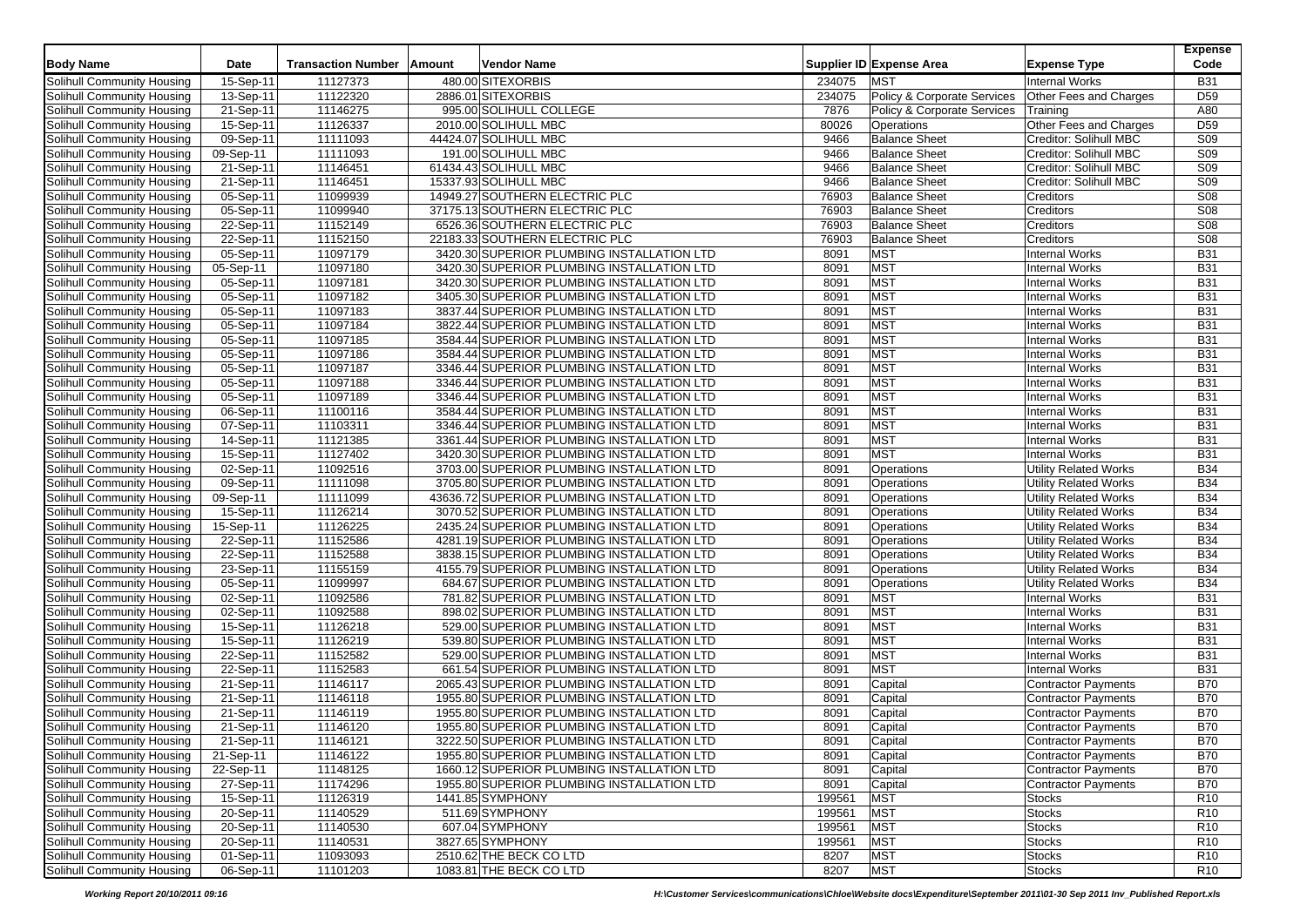| Body Name | Date | Transaction Number | Amount | Vendor Name | Supplier ID | Expense Area | Expense Type | Expense Code |
|---|---|---|---|---|---|---|---|---|
| Solihull Community Housing | 15-Sep-11 | 11127373 | 480.00 | SITEXORBIS | 234075 | MST | Internal Works | B31 |
| Solihull Community Housing | 13-Sep-11 | 11122320 | 2886.01 | SITEXORBIS | 234075 | Policy & Corporate Services | Other Fees and Charges | D59 |
| Solihull Community Housing | 21-Sep-11 | 11146275 | 995.00 | SOLIHULL COLLEGE | 7876 | Policy & Corporate Services | Training | A80 |
| Solihull Community Housing | 15-Sep-11 | 11126337 | 2010.00 | SOLIHULL MBC | 80026 | Operations | Other Fees and Charges | D59 |
| Solihull Community Housing | 09-Sep-11 | 11111093 | 44424.07 | SOLIHULL MBC | 9466 | Balance Sheet | Creditor: Solihull MBC | S09 |
| Solihull Community Housing | 09-Sep-11 | 11111093 | 191.00 | SOLIHULL MBC | 9466 | Balance Sheet | Creditor: Solihull MBC | S09 |
| Solihull Community Housing | 21-Sep-11 | 11146451 | 61434.43 | SOLIHULL MBC | 9466 | Balance Sheet | Creditor: Solihull MBC | S09 |
| Solihull Community Housing | 21-Sep-11 | 11146451 | 15337.93 | SOLIHULL MBC | 9466 | Balance Sheet | Creditor: Solihull MBC | S09 |
| Solihull Community Housing | 05-Sep-11 | 11099939 | 14949.27 | SOUTHERN ELECTRIC PLC | 76903 | Balance Sheet | Creditors | S08 |
| Solihull Community Housing | 05-Sep-11 | 11099940 | 37175.13 | SOUTHERN ELECTRIC PLC | 76903 | Balance Sheet | Creditors | S08 |
| Solihull Community Housing | 22-Sep-11 | 11152149 | 6526.36 | SOUTHERN ELECTRIC PLC | 76903 | Balance Sheet | Creditors | S08 |
| Solihull Community Housing | 22-Sep-11 | 11152150 | 22183.33 | SOUTHERN ELECTRIC PLC | 76903 | Balance Sheet | Creditors | S08 |
| Solihull Community Housing | 05-Sep-11 | 11097179 | 3420.30 | SUPERIOR PLUMBING INSTALLATION LTD | 8091 | MST | Internal Works | B31 |
| Solihull Community Housing | 05-Sep-11 | 11097180 | 3420.30 | SUPERIOR PLUMBING INSTALLATION LTD | 8091 | MST | Internal Works | B31 |
| Solihull Community Housing | 05-Sep-11 | 11097181 | 3420.30 | SUPERIOR PLUMBING INSTALLATION LTD | 8091 | MST | Internal Works | B31 |
| Solihull Community Housing | 05-Sep-11 | 11097182 | 3405.30 | SUPERIOR PLUMBING INSTALLATION LTD | 8091 | MST | Internal Works | B31 |
| Solihull Community Housing | 05-Sep-11 | 11097183 | 3837.44 | SUPERIOR PLUMBING INSTALLATION LTD | 8091 | MST | Internal Works | B31 |
| Solihull Community Housing | 05-Sep-11 | 11097184 | 3822.44 | SUPERIOR PLUMBING INSTALLATION LTD | 8091 | MST | Internal Works | B31 |
| Solihull Community Housing | 05-Sep-11 | 11097185 | 3584.44 | SUPERIOR PLUMBING INSTALLATION LTD | 8091 | MST | Internal Works | B31 |
| Solihull Community Housing | 05-Sep-11 | 11097186 | 3584.44 | SUPERIOR PLUMBING INSTALLATION LTD | 8091 | MST | Internal Works | B31 |
| Solihull Community Housing | 05-Sep-11 | 11097187 | 3346.44 | SUPERIOR PLUMBING INSTALLATION LTD | 8091 | MST | Internal Works | B31 |
| Solihull Community Housing | 05-Sep-11 | 11097188 | 3346.44 | SUPERIOR PLUMBING INSTALLATION LTD | 8091 | MST | Internal Works | B31 |
| Solihull Community Housing | 05-Sep-11 | 11097189 | 3346.44 | SUPERIOR PLUMBING INSTALLATION LTD | 8091 | MST | Internal Works | B31 |
| Solihull Community Housing | 06-Sep-11 | 11100116 | 3584.44 | SUPERIOR PLUMBING INSTALLATION LTD | 8091 | MST | Internal Works | B31 |
| Solihull Community Housing | 07-Sep-11 | 11103311 | 3346.44 | SUPERIOR PLUMBING INSTALLATION LTD | 8091 | MST | Internal Works | B31 |
| Solihull Community Housing | 14-Sep-11 | 11121385 | 3361.44 | SUPERIOR PLUMBING INSTALLATION LTD | 8091 | MST | Internal Works | B31 |
| Solihull Community Housing | 15-Sep-11 | 11127402 | 3420.30 | SUPERIOR PLUMBING INSTALLATION LTD | 8091 | MST | Internal Works | B31 |
| Solihull Community Housing | 02-Sep-11 | 11092516 | 3703.00 | SUPERIOR PLUMBING INSTALLATION LTD | 8091 | Operations | Utility Related Works | B34 |
| Solihull Community Housing | 09-Sep-11 | 11111098 | 3705.80 | SUPERIOR PLUMBING INSTALLATION LTD | 8091 | Operations | Utility Related Works | B34 |
| Solihull Community Housing | 09-Sep-11 | 11111099 | 43636.72 | SUPERIOR PLUMBING INSTALLATION LTD | 8091 | Operations | Utility Related Works | B34 |
| Solihull Community Housing | 15-Sep-11 | 11126214 | 3070.52 | SUPERIOR PLUMBING INSTALLATION LTD | 8091 | Operations | Utility Related Works | B34 |
| Solihull Community Housing | 15-Sep-11 | 11126225 | 2435.24 | SUPERIOR PLUMBING INSTALLATION LTD | 8091 | Operations | Utility Related Works | B34 |
| Solihull Community Housing | 22-Sep-11 | 11152586 | 4281.19 | SUPERIOR PLUMBING INSTALLATION LTD | 8091 | Operations | Utility Related Works | B34 |
| Solihull Community Housing | 22-Sep-11 | 11152588 | 3838.15 | SUPERIOR PLUMBING INSTALLATION LTD | 8091 | Operations | Utility Related Works | B34 |
| Solihull Community Housing | 23-Sep-11 | 11155159 | 4155.79 | SUPERIOR PLUMBING INSTALLATION LTD | 8091 | Operations | Utility Related Works | B34 |
| Solihull Community Housing | 05-Sep-11 | 11099997 | 684.67 | SUPERIOR PLUMBING INSTALLATION LTD | 8091 | Operations | Utility Related Works | B34 |
| Solihull Community Housing | 02-Sep-11 | 11092586 | 781.82 | SUPERIOR PLUMBING INSTALLATION LTD | 8091 | MST | Internal Works | B31 |
| Solihull Community Housing | 02-Sep-11 | 11092588 | 898.02 | SUPERIOR PLUMBING INSTALLATION LTD | 8091 | MST | Internal Works | B31 |
| Solihull Community Housing | 15-Sep-11 | 11126218 | 529.00 | SUPERIOR PLUMBING INSTALLATION LTD | 8091 | MST | Internal Works | B31 |
| Solihull Community Housing | 15-Sep-11 | 11126219 | 539.80 | SUPERIOR PLUMBING INSTALLATION LTD | 8091 | MST | Internal Works | B31 |
| Solihull Community Housing | 22-Sep-11 | 11152582 | 529.00 | SUPERIOR PLUMBING INSTALLATION LTD | 8091 | MST | Internal Works | B31 |
| Solihull Community Housing | 22-Sep-11 | 11152583 | 661.54 | SUPERIOR PLUMBING INSTALLATION LTD | 8091 | MST | Internal Works | B31 |
| Solihull Community Housing | 21-Sep-11 | 11146117 | 2065.43 | SUPERIOR PLUMBING INSTALLATION LTD | 8091 | Capital | Contractor Payments | B70 |
| Solihull Community Housing | 21-Sep-11 | 11146118 | 1955.80 | SUPERIOR PLUMBING INSTALLATION LTD | 8091 | Capital | Contractor Payments | B70 |
| Solihull Community Housing | 21-Sep-11 | 11146119 | 1955.80 | SUPERIOR PLUMBING INSTALLATION LTD | 8091 | Capital | Contractor Payments | B70 |
| Solihull Community Housing | 21-Sep-11 | 11146120 | 1955.80 | SUPERIOR PLUMBING INSTALLATION LTD | 8091 | Capital | Contractor Payments | B70 |
| Solihull Community Housing | 21-Sep-11 | 11146121 | 3222.50 | SUPERIOR PLUMBING INSTALLATION LTD | 8091 | Capital | Contractor Payments | B70 |
| Solihull Community Housing | 21-Sep-11 | 11146122 | 1955.80 | SUPERIOR PLUMBING INSTALLATION LTD | 8091 | Capital | Contractor Payments | B70 |
| Solihull Community Housing | 22-Sep-11 | 11148125 | 1660.12 | SUPERIOR PLUMBING INSTALLATION LTD | 8091 | Capital | Contractor Payments | B70 |
| Solihull Community Housing | 27-Sep-11 | 11174296 | 1955.80 | SUPERIOR PLUMBING INSTALLATION LTD | 8091 | Capital | Contractor Payments | B70 |
| Solihull Community Housing | 15-Sep-11 | 11126319 | 1441.85 | SYMPHONY | 199561 | MST | Stocks | R10 |
| Solihull Community Housing | 20-Sep-11 | 11140529 | 511.69 | SYMPHONY | 199561 | MST | Stocks | R10 |
| Solihull Community Housing | 20-Sep-11 | 11140530 | 607.04 | SYMPHONY | 199561 | MST | Stocks | R10 |
| Solihull Community Housing | 20-Sep-11 | 11140531 | 3827.65 | SYMPHONY | 199561 | MST | Stocks | R10 |
| Solihull Community Housing | 01-Sep-11 | 11093093 | 2510.62 | THE BECK CO LTD | 8207 | MST | Stocks | R10 |
| Solihull Community Housing | 06-Sep-11 | 11101203 | 1083.81 | THE BECK CO LTD | 8207 | MST | Stocks | R10 |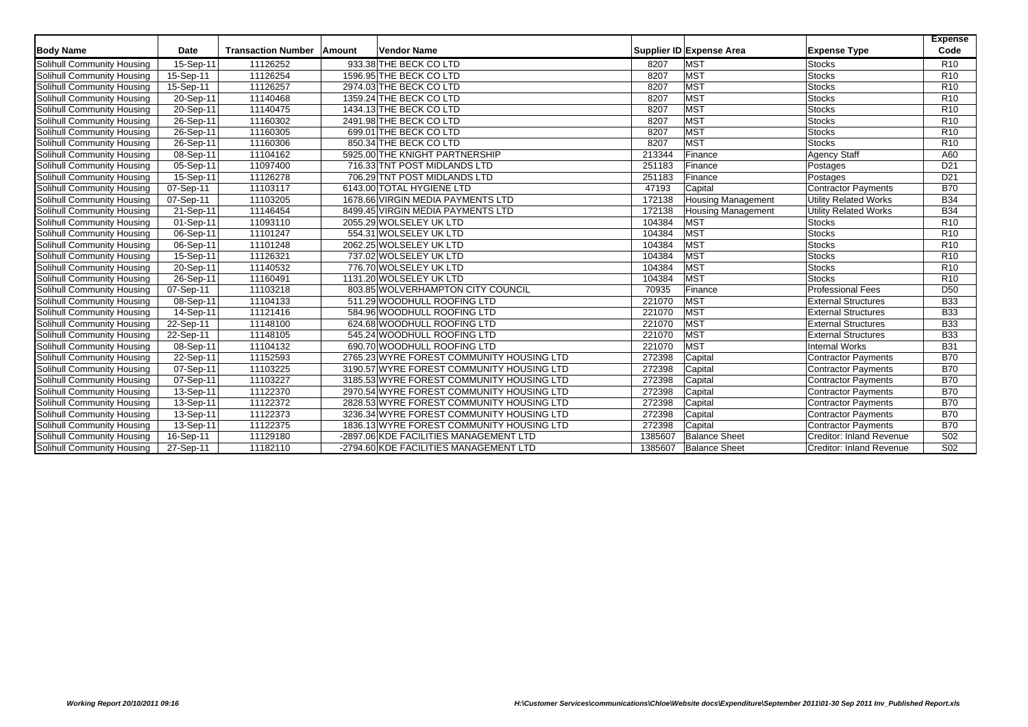| Body Name | Date | Transaction Number | Amount | Vendor Name | Supplier ID | Expense Area | Expense Type | Expense Code |
|---|---|---|---|---|---|---|---|---|
| Solihull Community Housing | 15-Sep-11 | 11126252 | 933.38 | THE BECK CO LTD | 8207 | MST | Stocks | R10 |
| Solihull Community Housing | 15-Sep-11 | 11126254 | 1596.95 | THE BECK CO LTD | 8207 | MST | Stocks | R10 |
| Solihull Community Housing | 15-Sep-11 | 11126257 | 2974.03 | THE BECK CO LTD | 8207 | MST | Stocks | R10 |
| Solihull Community Housing | 20-Sep-11 | 11140468 | 1359.24 | THE BECK CO LTD | 8207 | MST | Stocks | R10 |
| Solihull Community Housing | 20-Sep-11 | 11140475 | 1434.13 | THE BECK CO LTD | 8207 | MST | Stocks | R10 |
| Solihull Community Housing | 26-Sep-11 | 11160302 | 2491.98 | THE BECK CO LTD | 8207 | MST | Stocks | R10 |
| Solihull Community Housing | 26-Sep-11 | 11160305 | 699.01 | THE BECK CO LTD | 8207 | MST | Stocks | R10 |
| Solihull Community Housing | 26-Sep-11 | 11160306 | 850.34 | THE BECK CO LTD | 8207 | MST | Stocks | R10 |
| Solihull Community Housing | 08-Sep-11 | 11104162 | 5925.00 | THE KNIGHT PARTNERSHIP | 213344 | Finance | Agency Staff | A60 |
| Solihull Community Housing | 05-Sep-11 | 11097400 | 716.33 | TNT POST MIDLANDS LTD | 251183 | Finance | Postages | D21 |
| Solihull Community Housing | 15-Sep-11 | 11126278 | 706.29 | TNT POST MIDLANDS LTD | 251183 | Finance | Postages | D21 |
| Solihull Community Housing | 07-Sep-11 | 11103117 | 6143.00 | TOTAL HYGIENE LTD | 47193 | Capital | Contractor Payments | B70 |
| Solihull Community Housing | 07-Sep-11 | 11103205 | 1678.66 | VIRGIN MEDIA PAYMENTS LTD | 172138 | Housing Management | Utility Related Works | B34 |
| Solihull Community Housing | 21-Sep-11 | 11146454 | 8499.45 | VIRGIN MEDIA PAYMENTS LTD | 172138 | Housing Management | Utility Related Works | B34 |
| Solihull Community Housing | 01-Sep-11 | 11093110 | 2055.29 | WOLSELEY UK LTD | 104384 | MST | Stocks | R10 |
| Solihull Community Housing | 06-Sep-11 | 11101247 | 554.31 | WOLSELEY UK LTD | 104384 | MST | Stocks | R10 |
| Solihull Community Housing | 06-Sep-11 | 11101248 | 2062.25 | WOLSELEY UK LTD | 104384 | MST | Stocks | R10 |
| Solihull Community Housing | 15-Sep-11 | 11126321 | 737.02 | WOLSELEY UK LTD | 104384 | MST | Stocks | R10 |
| Solihull Community Housing | 20-Sep-11 | 11140532 | 776.70 | WOLSELEY UK LTD | 104384 | MST | Stocks | R10 |
| Solihull Community Housing | 26-Sep-11 | 11160491 | 1131.20 | WOLSELEY UK LTD | 104384 | MST | Stocks | R10 |
| Solihull Community Housing | 07-Sep-11 | 11103218 | 803.85 | WOLVERHAMPTON CITY COUNCIL | 70935 | Finance | Professional Fees | D50 |
| Solihull Community Housing | 08-Sep-11 | 11104133 | 511.29 | WOODHULL ROOFING LTD | 221070 | MST | External Structures | B33 |
| Solihull Community Housing | 14-Sep-11 | 11121416 | 584.96 | WOODHULL ROOFING LTD | 221070 | MST | External Structures | B33 |
| Solihull Community Housing | 22-Sep-11 | 11148100 | 624.68 | WOODHULL ROOFING LTD | 221070 | MST | External Structures | B33 |
| Solihull Community Housing | 22-Sep-11 | 11148105 | 545.24 | WOODHULL ROOFING LTD | 221070 | MST | External Structures | B33 |
| Solihull Community Housing | 08-Sep-11 | 11104132 | 690.70 | WOODHULL ROOFING LTD | 221070 | MST | Internal Works | B31 |
| Solihull Community Housing | 22-Sep-11 | 11152593 | 2765.23 | WYRE FOREST COMMUNITY HOUSING LTD | 272398 | Capital | Contractor Payments | B70 |
| Solihull Community Housing | 07-Sep-11 | 11103225 | 3190.57 | WYRE FOREST COMMUNITY HOUSING LTD | 272398 | Capital | Contractor Payments | B70 |
| Solihull Community Housing | 07-Sep-11 | 11103227 | 3185.53 | WYRE FOREST COMMUNITY HOUSING LTD | 272398 | Capital | Contractor Payments | B70 |
| Solihull Community Housing | 13-Sep-11 | 11122370 | 2970.54 | WYRE FOREST COMMUNITY HOUSING LTD | 272398 | Capital | Contractor Payments | B70 |
| Solihull Community Housing | 13-Sep-11 | 11122372 | 2828.53 | WYRE FOREST COMMUNITY HOUSING LTD | 272398 | Capital | Contractor Payments | B70 |
| Solihull Community Housing | 13-Sep-11 | 11122373 | 3236.34 | WYRE FOREST COMMUNITY HOUSING LTD | 272398 | Capital | Contractor Payments | B70 |
| Solihull Community Housing | 13-Sep-11 | 11122375 | 1836.13 | WYRE FOREST COMMUNITY HOUSING LTD | 272398 | Capital | Contractor Payments | B70 |
| Solihull Community Housing | 16-Sep-11 | 11129180 | -2897.06 | KDE FACILITIES MANAGEMENT LTD | 1385607 | Balance Sheet | Creditor: Inland Revenue | S02 |
| Solihull Community Housing | 27-Sep-11 | 11182110 | -2794.60 | KDE FACILITIES MANAGEMENT LTD | 1385607 | Balance Sheet | Creditor: Inland Revenue | S02 |